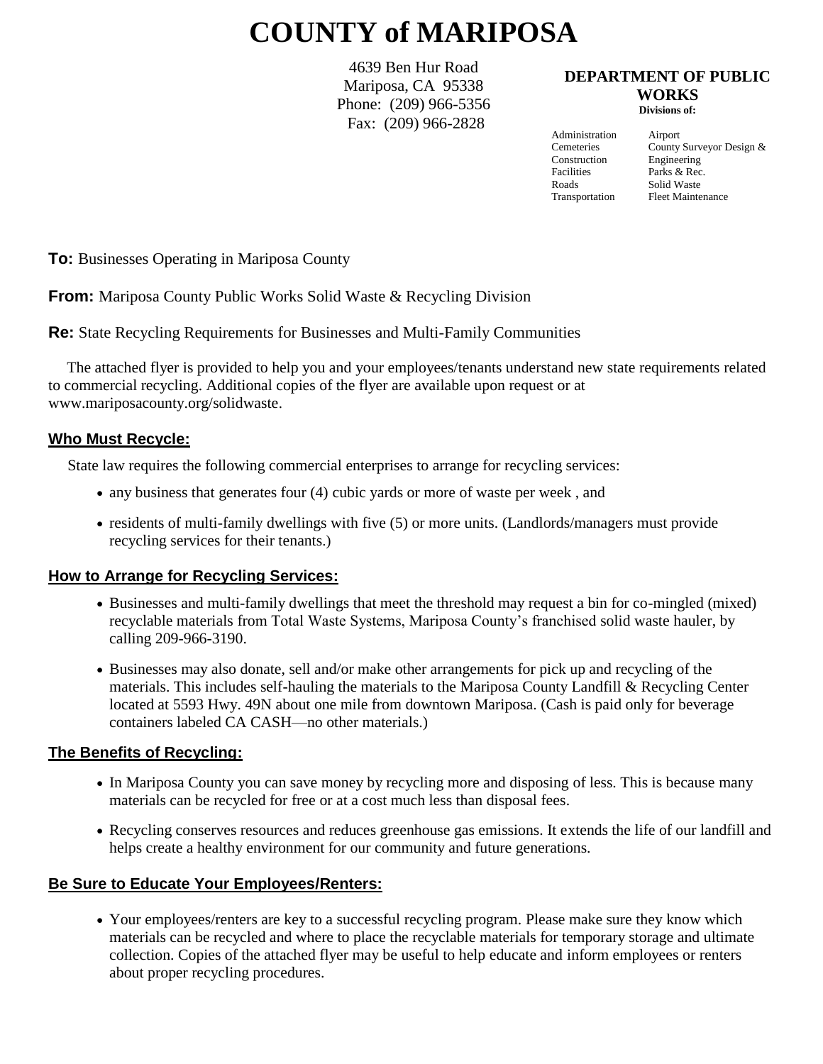# COUNTY of MARIPOSA

4639 Ben Hur Road
Mariposa, CA 95338
Phone: (209) 966-5356
Fax: (209) 966-2828

**DEPARTMENT OF PUBLIC WORKS**
**Divisions of:**

| | |
|---|---|
| Administration | Airport |
| Cemeteries | County Surveyor Design & |
| Construction | Engineering |
| Facilities | Parks & Rec. |
| Roads | Solid Waste |
| Transportation | Fleet Maintenance |

**To:** Businesses Operating in Mariposa County

**From:** Mariposa County Public Works Solid Waste & Recycling Division

**Re:** State Recycling Requirements for Businesses and Multi-Family Communities

The attached flyer is provided to help you and your employees/tenants understand new state requirements related to commercial recycling. Additional copies of the flyer are available upon request or at www.mariposacounty.org/solidwaste.

## Who Must Recycle:

State law requires the following commercial enterprises to arrange for recycling services:

- any business that generates four (4) cubic yards or more of waste per week , and
- residents of multi-family dwellings with five (5) or more units. (Landlords/managers must provide recycling services for their tenants.)

## How to Arrange for Recycling Services:

- Businesses and multi-family dwellings that meet the threshold may request a bin for co-mingled (mixed) recyclable materials from Total Waste Systems, Mariposa County's franchised solid waste hauler, by calling 209-966-3190.
- Businesses may also donate, sell and/or make other arrangements for pick up and recycling of the materials. This includes self-hauling the materials to the Mariposa County Landfill & Recycling Center located at 5593 Hwy. 49N about one mile from downtown Mariposa. (Cash is paid only for beverage containers labeled CA CASH—no other materials.)

## The Benefits of Recycling:

- In Mariposa County you can save money by recycling more and disposing of less. This is because many materials can be recycled for free or at a cost much less than disposal fees.
- Recycling conserves resources and reduces greenhouse gas emissions. It extends the life of our landfill and helps create a healthy environment for our community and future generations.

## Be Sure to Educate Your Employees/Renters:

- Your employees/renters are key to a successful recycling program. Please make sure they know which materials can be recycled and where to place the recyclable materials for temporary storage and ultimate collection. Copies of the attached flyer may be useful to help educate and inform employees or renters about proper recycling procedures.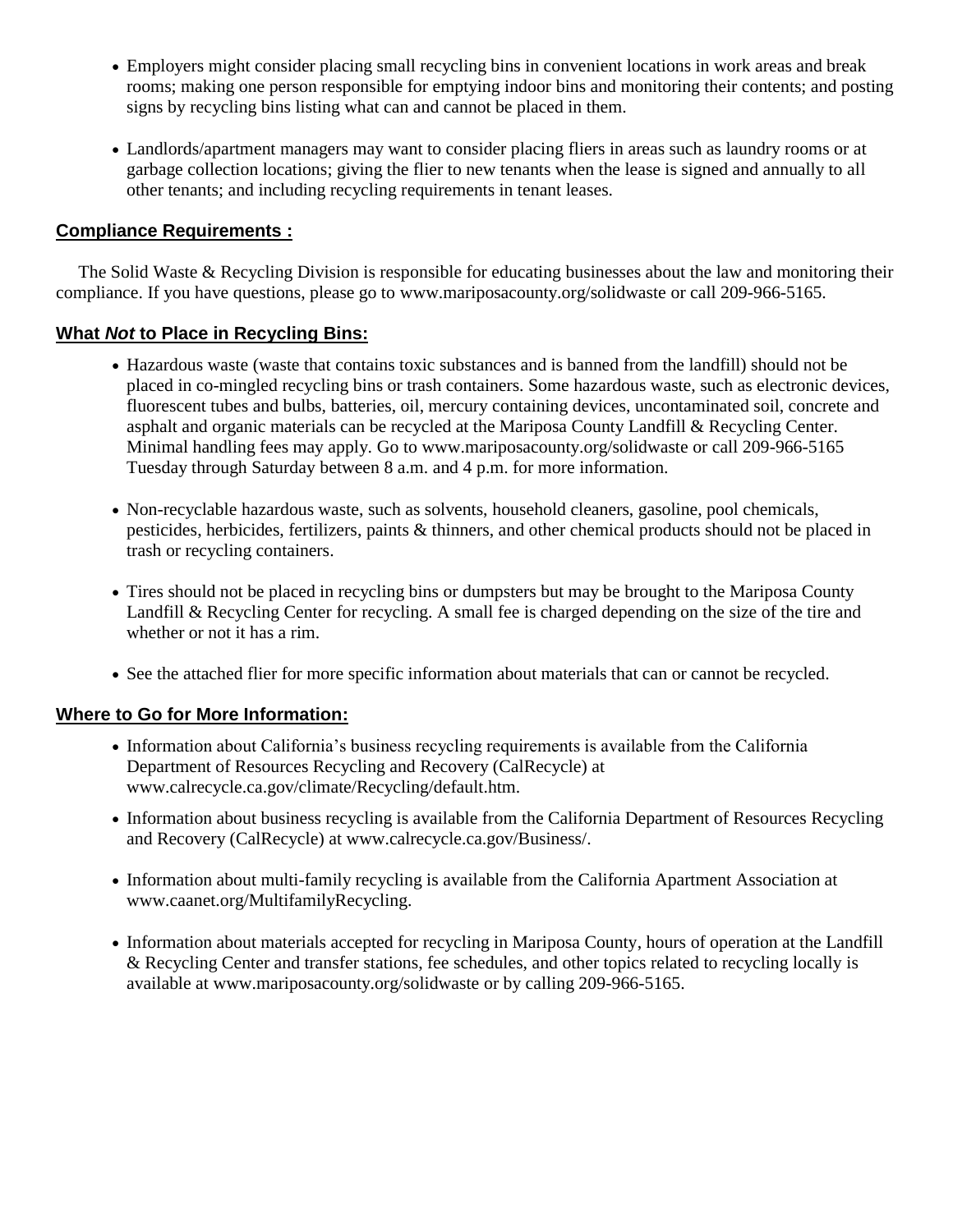- Employers might consider placing small recycling bins in convenient locations in work areas and break rooms; making one person responsible for emptying indoor bins and monitoring their contents; and posting signs by recycling bins listing what can and cannot be placed in them.

- Landlords/apartment managers may want to consider placing fliers in areas such as laundry rooms or at garbage collection locations; giving the flier to new tenants when the lease is signed and annually to all other tenants; and including recycling requirements in tenant leases.

## Compliance Requirements :

The Solid Waste & Recycling Division is responsible for educating businesses about the law and monitoring their compliance. If you have questions, please go to www.mariposacounty.org/solidwaste or call 209-966-5165.

## What *Not* to Place in Recycling Bins:

- Hazardous waste (waste that contains toxic substances and is banned from the landfill) should not be placed in co-mingled recycling bins or trash containers. Some hazardous waste, such as electronic devices, fluorescent tubes and bulbs, batteries, oil, mercury containing devices, uncontaminated soil, concrete and asphalt and organic materials can be recycled at the Mariposa County Landfill & Recycling Center. Minimal handling fees may apply. Go to www.mariposacounty.org/solidwaste or call 209-966-5165 Tuesday through Saturday between 8 a.m. and 4 p.m. for more information.

- Non-recyclable hazardous waste, such as solvents, household cleaners, gasoline, pool chemicals, pesticides, herbicides, fertilizers, paints & thinners, and other chemical products should not be placed in trash or recycling containers.

- Tires should not be placed in recycling bins or dumpsters but may be brought to the Mariposa County Landfill & Recycling Center for recycling. A small fee is charged depending on the size of the tire and whether or not it has a rim.

- See the attached flier for more specific information about materials that can or cannot be recycled.

## Where to Go for More Information:

- Information about California's business recycling requirements is available from the California Department of Resources Recycling and Recovery (CalRecycle) at www.calrecycle.ca.gov/climate/Recycling/default.htm.

- Information about business recycling is available from the California Department of Resources Recycling and Recovery (CalRecycle) at www.calrecycle.ca.gov/Business/.

- Information about multi-family recycling is available from the California Apartment Association at www.caanet.org/MultifamilyRecycling.

- Information about materials accepted for recycling in Mariposa County, hours of operation at the Landfill & Recycling Center and transfer stations, fee schedules, and other topics related to recycling locally is available at www.mariposacounty.org/solidwaste or by calling 209-966-5165.